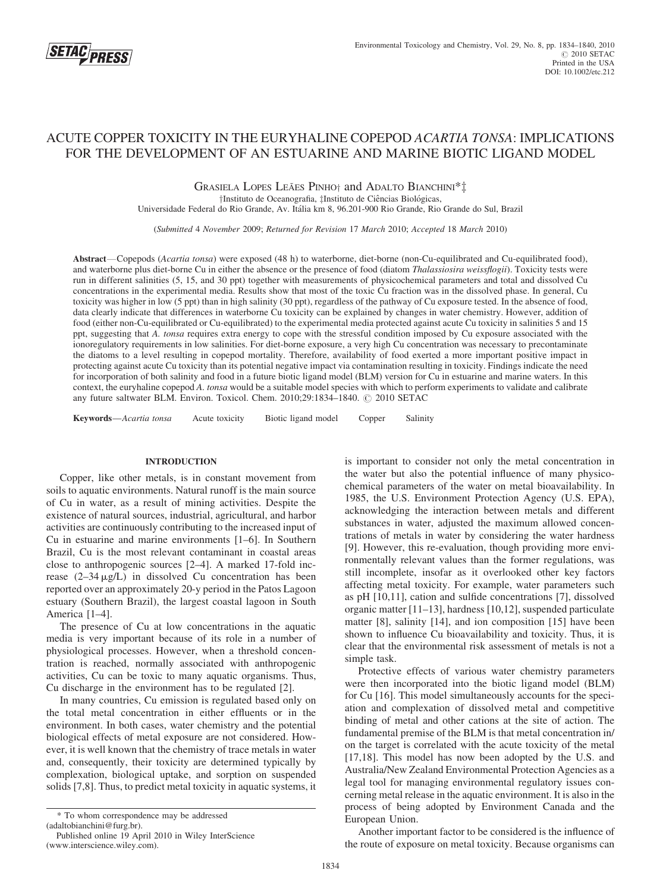# ACUTE COPPER TOXICITY IN THE EURYHALINE COPEPOD *ACARTIA TONSA*: IMPLICATIONS FOR THE DEVELOPMENT OF AN ESTUARINE AND MARINE BIOTIC LIGAND MODEL

GRASIELA LOPES LEÃES PINHO† and ADALTO BIANCHINI*‡

†Instituto de Oceanografia, ‡Instituto de Ciências Biológicas,
Universidade Federal do Rio Grande, Av. Itália km 8, 96.201-900 Rio Grande, Rio Grande do Sul, Brazil

(*Submitted* 4 *November* 2009; *Returned for Revision* 17 *March* 2010; *Accepted* 18 *March* 2010)

**Abstract**—Copepods (*Acartia tonsa*) were exposed (48 h) to waterborne, diet-borne (non-Cu-equilibrated and Cu-equilibrated food), and waterborne plus diet-borne Cu in either the absence or the presence of food (diatom *Thalassiosira weissflogii*). Toxicity tests were run in different salinities (5, 15, and 30 ppt) together with measurements of physicochemical parameters and total and dissolved Cu concentrations in the experimental media. Results show that most of the toxic Cu fraction was in the dissolved phase. In general, Cu toxicity was higher in low (5 ppt) than in high salinity (30 ppt), regardless of the pathway of Cu exposure tested. In the absence of food, data clearly indicate that differences in waterborne Cu toxicity can be explained by changes in water chemistry. However, addition of food (either non-Cu-equilibrated or Cu-equilibrated) to the experimental media protected against acute Cu toxicity in salinities 5 and 15 ppt, suggesting that *A. tonsa* requires extra energy to cope with the stressful condition imposed by Cu exposure associated with the ionoregulatory requirements in low salinities. For diet-borne exposure, a very high Cu concentration was necessary to precontaminate the diatoms to a level resulting in copepod mortality. Therefore, availability of food exerted a more important positive impact in protecting against acute Cu toxicity than its potential negative impact via contamination resulting in toxicity. Findings indicate the need for incorporation of both salinity and food in a future biotic ligand model (BLM) version for Cu in estuarine and marine waters. In this context, the euryhaline copepod *A. tonsa* would be a suitable model species with which to perform experiments to validate and calibrate any future saltwater BLM. Environ. Toxicol. Chem. 2010;29:1834–1840. © 2010 SETAC

**Keywords**—*Acartia tonsa* Acute toxicity Biotic ligand model Copper Salinity

## INTRODUCTION

Copper, like other metals, is in constant movement from soils to aquatic environments. Natural runoff is the main source of Cu in water, as a result of mining activities. Despite the existence of natural sources, industrial, agricultural, and harbor activities are continuously contributing to the increased input of Cu in estuarine and marine environments [1–6]. In Southern Brazil, Cu is the most relevant contaminant in coastal areas close to anthropogenic sources [2–4]. A marked 17-fold increase (2–34 μg/L) in dissolved Cu concentration has been reported over an approximately 20-y period in the Patos Lagoon estuary (Southern Brazil), the largest coastal lagoon in South America [1–4].

The presence of Cu at low concentrations in the aquatic media is very important because of its role in a number of physiological processes. However, when a threshold concentration is reached, normally associated with anthropogenic activities, Cu can be toxic to many aquatic organisms. Thus, Cu discharge in the environment has to be regulated [2].

In many countries, Cu emission is regulated based only on the total metal concentration in either effluents or in the environment. In both cases, water chemistry and the potential biological effects of metal exposure are not considered. However, it is well known that the chemistry of trace metals in water and, consequently, their toxicity are determined typically by complexation, biological uptake, and sorption on suspended solids [7,8]. Thus, to predict metal toxicity in aquatic systems, it is important to consider not only the metal concentration in the water but also the potential influence of many physicochemical parameters of the water on metal bioavailability. In 1985, the U.S. Environment Protection Agency (U.S. EPA), acknowledging the interaction between metals and different substances in water, adjusted the maximum allowed concentrations of metals in water by considering the water hardness [9]. However, this re-evaluation, though providing more environmentally relevant values than the former regulations, was still incomplete, insofar as it overlooked other key factors affecting metal toxicity. For example, water parameters such as pH [10,11], cation and sulfide concentrations [7], dissolved organic matter [11–13], hardness [10,12], suspended particulate matter [8], salinity [14], and ion composition [15] have been shown to influence Cu bioavailability and toxicity. Thus, it is clear that the environmental risk assessment of metals is not a simple task.

Protective effects of various water chemistry parameters were then incorporated into the biotic ligand model (BLM) for Cu [16]. This model simultaneously accounts for the speciation and complexation of dissolved metal and competitive binding of metal and other cations at the site of action. The fundamental premise of the BLM is that metal concentration in/on the target is correlated with the acute toxicity of the metal [17,18]. This model has now been adopted by the U.S. and Australia/New Zealand Environmental Protection Agencies as a legal tool for managing environmental regulatory issues concerning metal release in the aquatic environment. It is also in the process of being adopted by Environment Canada and the European Union.

Another important factor to be considered is the influence of the route of exposure on metal toxicity. Because organisms can

\* To whom correspondence may be addressed (adaltobianchini@furg.br).

Published online 19 April 2010 in Wiley InterScience (www.interscience.wiley.com).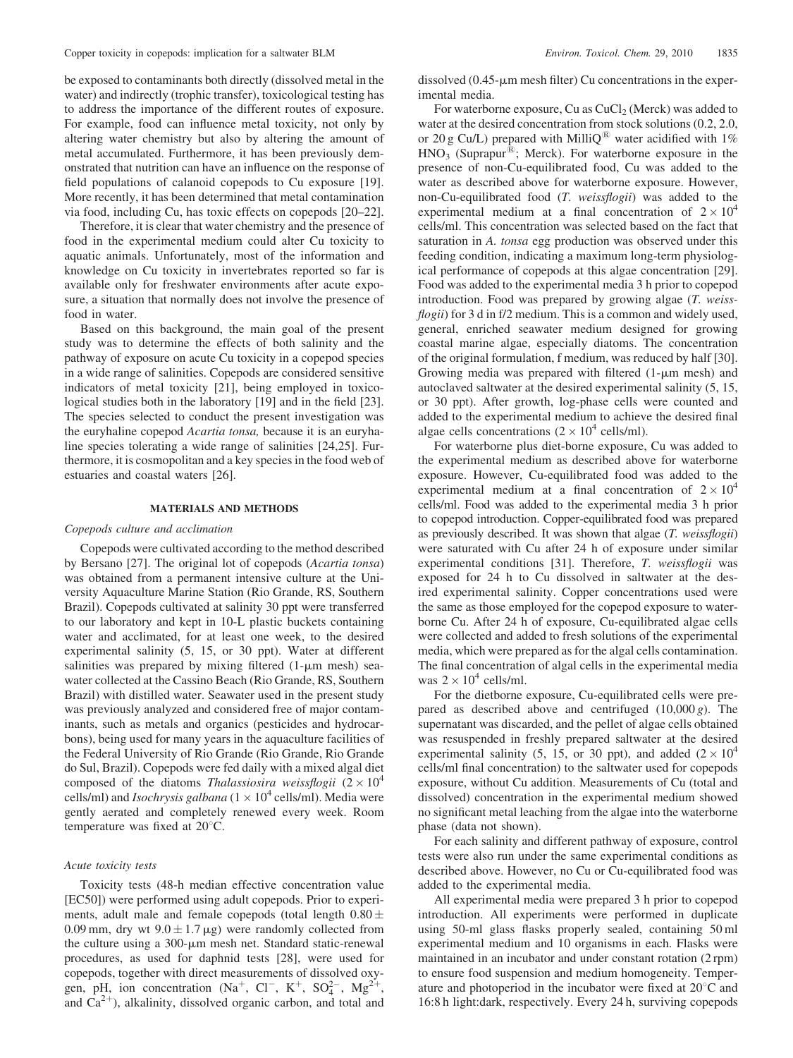be exposed to contaminants both directly (dissolved metal in the water) and indirectly (trophic transfer), toxicological testing has to address the importance of the different routes of exposure. For example, food can influence metal toxicity, not only by altering water chemistry but also by altering the amount of metal accumulated. Furthermore, it has been previously demonstrated that nutrition can have an influence on the response of field populations of calanoid copepods to Cu exposure [19]. More recently, it has been determined that metal contamination via food, including Cu, has toxic effects on copepods [20–22].

Therefore, it is clear that water chemistry and the presence of food in the experimental medium could alter Cu toxicity to aquatic animals. Unfortunately, most of the information and knowledge on Cu toxicity in invertebrates reported so far is available only for freshwater environments after acute exposure, a situation that normally does not involve the presence of food in water.

Based on this background, the main goal of the present study was to determine the effects of both salinity and the pathway of exposure on acute Cu toxicity in a copepod species in a wide range of salinities. Copepods are considered sensitive indicators of metal toxicity [21], being employed in toxicological studies both in the laboratory [19] and in the field [23]. The species selected to conduct the present investigation was the euryhaline copepod *Acartia tonsa,* because it is an euryhaline species tolerating a wide range of salinities [24,25]. Furthermore, it is cosmopolitan and a key species in the food web of estuaries and coastal waters [26].

## MATERIALS AND METHODS

### *Copepods culture and acclimation*

Copepods were cultivated according to the method described by Bersano [27]. The original lot of copepods (*Acartia tonsa*) was obtained from a permanent intensive culture at the University Aquaculture Marine Station (Rio Grande, RS, Southern Brazil). Copepods cultivated at salinity 30 ppt were transferred to our laboratory and kept in 10-L plastic buckets containing water and acclimated, for at least one week, to the desired experimental salinity (5, 15, or 30 ppt). Water at different salinities was prepared by mixing filtered (1-μm mesh) seawater collected at the Cassino Beach (Rio Grande, RS, Southern Brazil) with distilled water. Seawater used in the present study was previously analyzed and considered free of major contaminants, such as metals and organics (pesticides and hydrocarbons), being used for many years in the aquaculture facilities of the Federal University of Rio Grande (Rio Grande, Rio Grande do Sul, Brazil). Copepods were fed daily with a mixed algal diet composed of the diatoms *Thalassiosira weissflogii* ($2 \times 10^4$ cells/ml) and *Isochrysis galbana* ($1 \times 10^4$ cells/ml). Media were gently aerated and completely renewed every week. Room temperature was fixed at 20°C.

### *Acute toxicity tests*

Toxicity tests (48-h median effective concentration value [EC50]) were performed using adult copepods. Prior to experiments, adult male and female copepods (total length $0.80 \pm 0.09$ mm, dry wt $9.0 \pm 1.7$ μg) were randomly collected from the culture using a 300-μm mesh net. Standard static-renewal procedures, as used for daphnid tests [28], were used for copepods, together with direct measurements of dissolved oxygen, pH, ion concentration ($Na^+$, $Cl^-$, $K^+$, $SO_4^{2-}$, $Mg^{2+}$, and $Ca^{2+}$), alkalinity, dissolved organic carbon, and total and dissolved (0.45-μm mesh filter) Cu concentrations in the experimental media.

For waterborne exposure, Cu as $CuCl_2$ (Merck) was added to water at the desired concentration from stock solutions (0.2, 2.0, or 20 g Cu/L) prepared with MilliQ® water acidified with 1% $HNO_3$ (Suprapur®; Merck). For waterborne exposure in the presence of non-Cu-equilibrated food, Cu was added to the water as described above for waterborne exposure. However, non-Cu-equilibrated food (*T. weissflogii*) was added to the experimental medium at a final concentration of $2 \times 10^4$ cells/ml. This concentration was selected based on the fact that saturation in *A. tonsa* egg production was observed under this feeding condition, indicating a maximum long-term physiological performance of copepods at this algae concentration [29]. Food was added to the experimental media 3 h prior to copepod introduction. Food was prepared by growing algae (*T. weissflogii*) for 3 d in f/2 medium. This is a common and widely used, general, enriched seawater medium designed for growing coastal marine algae, especially diatoms. The concentration of the original formulation, f medium, was reduced by half [30]. Growing media was prepared with filtered (1-μm mesh) and autoclaved saltwater at the desired experimental salinity (5, 15, or 30 ppt). After growth, log-phase cells were counted and added to the experimental medium to achieve the desired final algae cells concentrations ($2 \times 10^4$ cells/ml).

For waterborne plus diet-borne exposure, Cu was added to the experimental medium as described above for waterborne exposure. However, Cu-equilibrated food was added to the experimental medium at a final concentration of $2 \times 10^4$ cells/ml. Food was added to the experimental media 3 h prior to copepod introduction. Copper-equilibrated food was prepared as previously described. It was shown that algae (*T. weissflogii*) were saturated with Cu after 24 h of exposure under similar experimental conditions [31]. Therefore, *T. weissflogii* was exposed for 24 h to Cu dissolved in saltwater at the desired experimental salinity. Copper concentrations used were the same as those employed for the copepod exposure to waterborne Cu. After 24 h of exposure, Cu-equilibrated algae cells were collected and added to fresh solutions of the experimental media, which were prepared as for the algal cells contamination. The final concentration of algal cells in the experimental media was $2 \times 10^4$ cells/ml.

For the dietborne exposure, Cu-equilibrated cells were prepared as described above and centrifuged (10,000 *g*). The supernatant was discarded, and the pellet of algae cells obtained was resuspended in freshly prepared saltwater at the desired experimental salinity (5, 15, or 30 ppt), and added ($2 \times 10^4$ cells/ml final concentration) to the saltwater used for copepods exposure, without Cu addition. Measurements of Cu (total and dissolved) concentration in the experimental medium showed no significant metal leaching from the algae into the waterborne phase (data not shown).

For each salinity and different pathway of exposure, control tests were also run under the same experimental conditions as described above. However, no Cu or Cu-equilibrated food was added to the experimental media.

All experimental media were prepared 3 h prior to copepod introduction. All experiments were performed in duplicate using 50-ml glass flasks properly sealed, containing 50 ml experimental medium and 10 organisms in each. Flasks were maintained in an incubator and under constant rotation (2 rpm) to ensure food suspension and medium homogeneity. Temperature and photoperiod in the incubator were fixed at 20°C and 16:8 h light:dark, respectively. Every 24 h, surviving copepods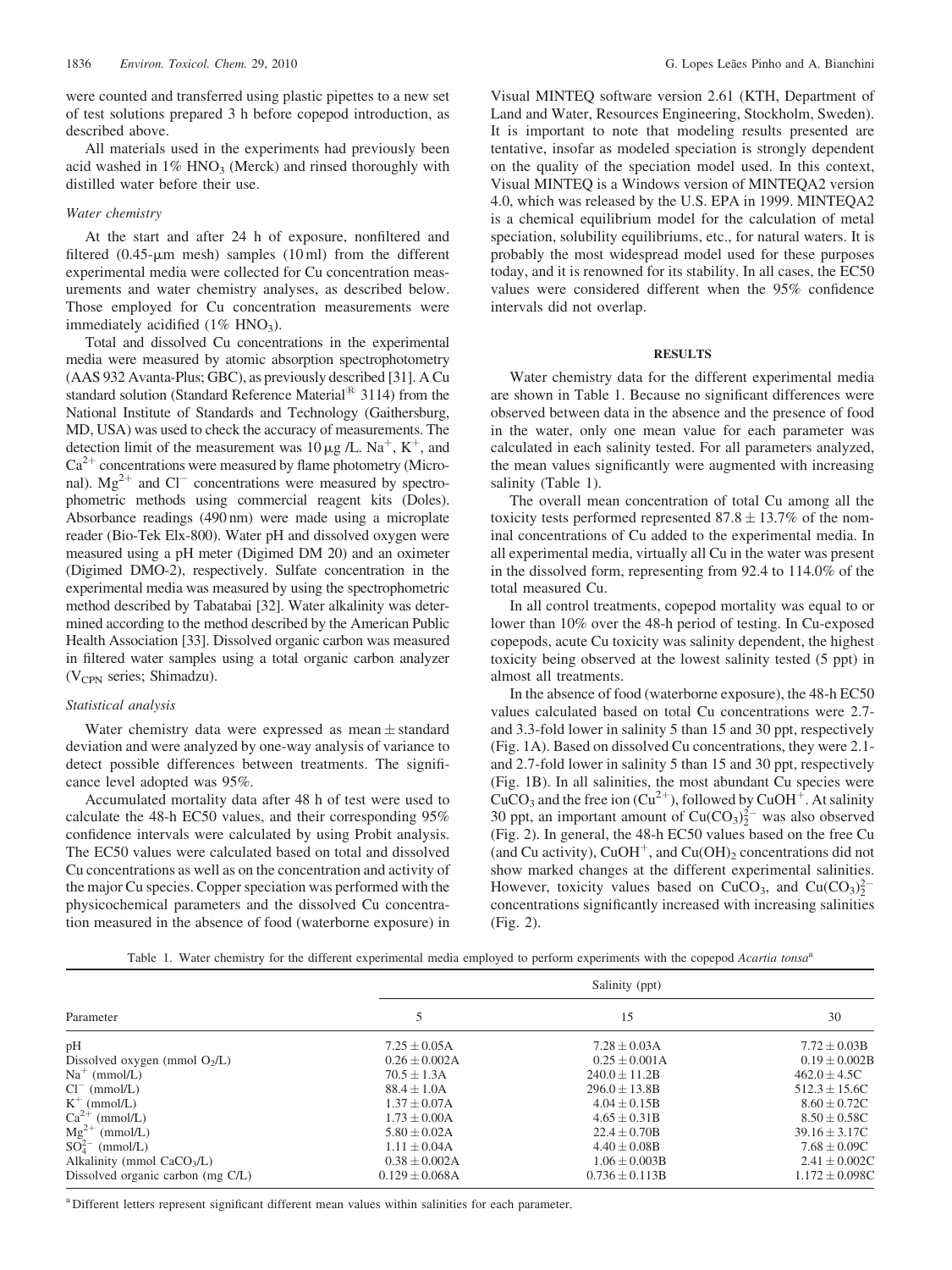were counted and transferred using plastic pipettes to a new set of test solutions prepared 3 h before copepod introduction, as described above.

All materials used in the experiments had previously been acid washed in 1% $HNO_3$ (Merck) and rinsed thoroughly with distilled water before their use.

### Water chemistry

At the start and after 24 h of exposure, nonfiltered and filtered (0.45-μm mesh) samples (10 ml) from the different experimental media were collected for Cu concentration measurements and water chemistry analyses, as described below. Those employed for Cu concentration measurements were immediately acidified (1% $HNO_3$).

Total and dissolved Cu concentrations in the experimental media were measured by atomic absorption spectrophotometry (AAS 932 Avanta-Plus; GBC), as previously described [31]. A Cu standard solution (Standard Reference Material® 3114) from the National Institute of Standards and Technology (Gaithersburg, MD, USA) was used to check the accuracy of measurements. The detection limit of the measurement was 10 μg /L. $Na^+$, $K^+$, and $Ca^{2+}$ concentrations were measured by flame photometry (Micronal). $Mg^{2+}$ and $Cl^-$ concentrations were measured by spectrophometric methods using commercial reagent kits (Doles). Absorbance readings (490 nm) were made using a microplate reader (Bio-Tek Elx-800). Water pH and dissolved oxygen were measured using a pH meter (Digimed DM 20) and an oximeter (Digimed DMO-2), respectively. Sulfate concentration in the experimental media was measured by using the spectrophometric method described by Tabatabai [32]. Water alkalinity was determined according to the method described by the American Public Health Association [33]. Dissolved organic carbon was measured in filtered water samples using a total organic carbon analyzer ($V_{CPN}$ series; Shimadzu).

### Statistical analysis

Water chemistry data were expressed as mean ± standard deviation and were analyzed by one-way analysis of variance to detect possible differences between treatments. The significance level adopted was 95%.

Accumulated mortality data after 48 h of test were used to calculate the 48-h EC50 values, and their corresponding 95% confidence intervals were calculated by using Probit analysis. The EC50 values were calculated based on total and dissolved Cu concentrations as well as on the concentration and activity of the major Cu species. Copper speciation was performed with the physicochemical parameters and the dissolved Cu concentration measured in the absence of food (waterborne exposure) in Visual MINTEQ software version 2.61 (KTH, Department of Land and Water, Resources Engineering, Stockholm, Sweden). It is important to note that modeling results presented are tentative, insofar as modeled speciation is strongly dependent on the quality of the speciation model used. In this context, Visual MINTEQ is a Windows version of MINTEQA2 version 4.0, which was released by the U.S. EPA in 1999. MINTEQA2 is a chemical equilibrium model for the calculation of metal speciation, solubility equilibriums, etc., for natural waters. It is probably the most widespread model used for these purposes today, and it is renowned for its stability. In all cases, the EC50 values were considered different when the 95% confidence intervals did not overlap.

## RESULTS

Water chemistry data for the different experimental media are shown in Table 1. Because no significant differences were observed between data in the absence and the presence of food in the water, only one mean value for each parameter was calculated in each salinity tested. For all parameters analyzed, the mean values significantly were augmented with increasing salinity (Table 1).

The overall mean concentration of total Cu among all the toxicity tests performed represented 87.8 ± 13.7% of the nominal concentrations of Cu added to the experimental media. In all experimental media, virtually all Cu in the water was present in the dissolved form, representing from 92.4 to 114.0% of the total measured Cu.

In all control treatments, copepod mortality was equal to or lower than 10% over the 48-h period of testing. In Cu-exposed copepods, acute Cu toxicity was salinity dependent, the highest toxicity being observed at the lowest salinity tested (5 ppt) in almost all treatments.

In the absence of food (waterborne exposure), the 48-h EC50 values calculated based on total Cu concentrations were 2.7- and 3.3-fold lower in salinity 5 than 15 and 30 ppt, respectively (Fig. 1A). Based on dissolved Cu concentrations, they were 2.1- and 2.7-fold lower in salinity 5 than 15 and 30 ppt, respectively (Fig. 1B). In all salinities, the most abundant Cu species were $CuCO_3$ and the free ion ($Cu^{2+}$), followed by $CuOH^+$. At salinity 30 ppt, an important amount of $Cu(CO_3)_2^{2-}$ was also observed (Fig. 2). In general, the 48-h EC50 values based on the free Cu (and Cu activity), $CuOH^+$, and $Cu(OH)_2$ concentrations did not show marked changes at the different experimental salinities. However, toxicity values based on $CuCO_3$, and $Cu(CO_3)_2^{2-}$ concentrations significantly increased with increasing salinities (Fig. 2).

Table 1. Water chemistry for the different experimental media employed to perform experiments with the copepod *Acartia tonsa*[a]

| Parameter | Salinity (ppt) | | |
|---|---|---|---|
| | 5 | 15 | 30 |
| pH | 7.25 ± 0.05A | 7.28 ± 0.03A | 7.72 ± 0.03B |
| Dissolved oxygen (mmol $O_2$/L) | 0.26 ± 0.002A | 0.25 ± 0.001A | 0.19 ± 0.002B |
| $Na^+$ (mmol/L) | 70.5 ± 1.3A | 240.0 ± 11.2B | 462.0 ± 4.5C |
| $Cl^-$ (mmol/L) | 88.4 ± 1.0A | 296.0 ± 13.8B | 512.3 ± 15.6C |
| $K^+$ (mmol/L) | 1.37 ± 0.07A | 4.04 ± 0.15B | 8.60 ± 0.72C |
| $Ca^{2+}$ (mmol/L) | 1.73 ± 0.00A | 4.65 ± 0.31B | 8.50 ± 0.58C |
| $Mg^{2+}$ (mmol/L) | 5.80 ± 0.02A | 22.4 ± 0.70B | 39.16 ± 3.17C |
| $SO_4^{2-}$ (mmol/L) | 1.11 ± 0.04A | 4.40 ± 0.08B | 7.68 ± 0.09C |
| Alkalinity (mmol $CaCO_3$/L) | 0.38 ± 0.002A | 1.06 ± 0.003B | 2.41 ± 0.002C |
| Dissolved organic carbon (mg C/L) | 0.129 ± 0.068A | 0.736 ± 0.113B | 1.172 ± 0.098C |

[a] Different letters represent significant different mean values within salinities for each parameter.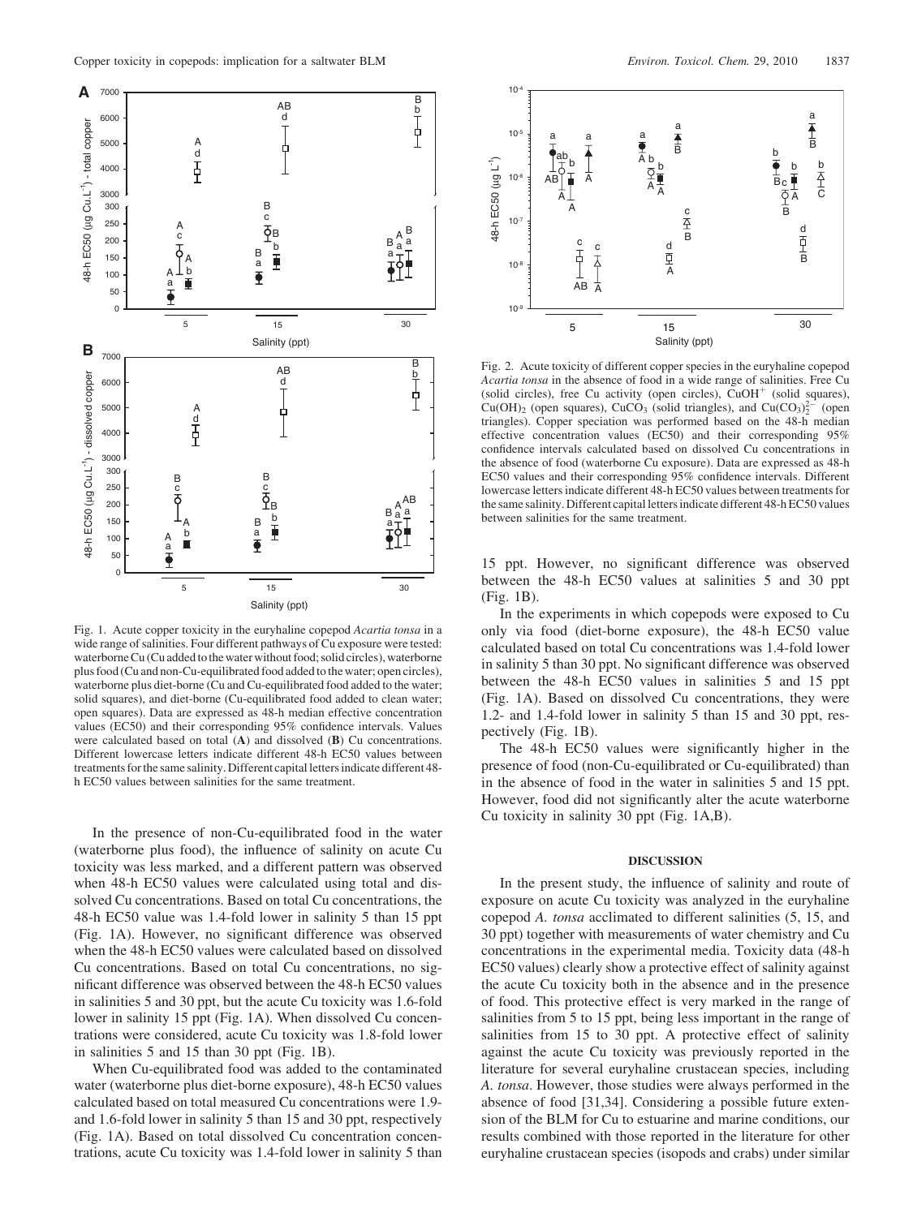Fig. 1. Acute copper toxicity in the euryhaline copepod *Acartia tonsa* in a wide range of salinities. Four different pathways of Cu exposure were tested: waterborne Cu (Cu added to the water without food; solid circles), waterborne plus food (Cu and non-Cu-equilibrated food added to the water; open circles), waterborne plus diet-borne (Cu and Cu-equilibrated food added to the water; solid squares), and diet-borne (Cu-equilibrated food added to clean water; open squares). Data are expressed as 48-h median effective concentration values (EC50) and their corresponding 95% confidence intervals. Values were calculated based on total (**A**) and dissolved (**B**) Cu concentrations. Different lowercase letters indicate different 48-h EC50 values between treatments for the same salinity. Different capital letters indicate different 48-h EC50 values between salinities for the same treatment.

In the presence of non-Cu-equilibrated food in the water (waterborne plus food), the influence of salinity on acute Cu toxicity was less marked, and a different pattern was observed when 48-h EC50 values were calculated using total and dissolved Cu concentrations. Based on total Cu concentrations, the 48-h EC50 value was 1.4-fold lower in salinity 5 than 15 ppt (Fig. 1A). However, no significant difference was observed when the 48-h EC50 values were calculated based on dissolved Cu concentrations. Based on total Cu concentrations, no significant difference was observed between the 48-h EC50 values in salinities 5 and 30 ppt, but the acute Cu toxicity was 1.6-fold lower in salinity 15 ppt (Fig. 1A). When dissolved Cu concentrations were considered, acute Cu toxicity was 1.8-fold lower in salinities 5 and 15 than 30 ppt (Fig. 1B).

When Cu-equilibrated food was added to the contaminated water (waterborne plus diet-borne exposure), 48-h EC50 values calculated based on total measured Cu concentrations were 1.9- and 1.6-fold lower in salinity 5 than 15 and 30 ppt, respectively (Fig. 1A). Based on total dissolved Cu concentration concentrations, acute Cu toxicity was 1.4-fold lower in salinity 5 than 15 ppt. However, no significant difference was observed between the 48-h EC50 values at salinities 5 and 30 ppt (Fig. 1B).

In the experiments in which copepods were exposed to Cu only via food (diet-borne exposure), the 48-h EC50 value calculated based on total Cu concentrations was 1.4-fold lower in salinity 5 than 30 ppt. No significant difference was observed between the 48-h EC50 values in salinities 5 and 15 ppt (Fig. 1A). Based on dissolved Cu concentrations, they were 1.2- and 1.4-fold lower in salinity 5 than 15 and 30 ppt, respectively (Fig. 1B).

The 48-h EC50 values were significantly higher in the presence of food (non-Cu-equilibrated or Cu-equilibrated) than in the absence of food in the water in salinities 5 and 15 ppt. However, food did not significantly alter the acute waterborne Cu toxicity in salinity 30 ppt (Fig. 1A,B).

Fig. 2. Acute toxicity of different copper species in the euryhaline copepod *Acartia tonsa* in the absence of food in a wide range of salinities. Free Cu (solid circles), free Cu activity (open circles), $CuOH^{+}$ (solid squares), $Cu(OH)_2$ (open squares), $CuCO_3$ (solid triangles), and $Cu(CO_3)_2^{2-}$ (open triangles). Copper speciation was performed based on the 48-h median effective concentration values (EC50) and their corresponding 95% confidence intervals calculated based on dissolved Cu concentrations in the absence of food (waterborne Cu exposure). Data are expressed as 48-h EC50 values and their corresponding 95% confidence intervals. Different lowercase letters indicate different 48-h EC50 values between treatments for the same salinity. Different capital letters indicate different 48-h EC50 values between salinities for the same treatment.

## DISCUSSION

In the present study, the influence of salinity and route of exposure on acute Cu toxicity was analyzed in the euryhaline copepod *A. tonsa* acclimated to different salinities (5, 15, and 30 ppt) together with measurements of water chemistry and Cu concentrations in the experimental media. Toxicity data (48-h EC50 values) clearly show a protective effect of salinity against the acute Cu toxicity both in the absence and in the presence of food. This protective effect is very marked in the range of salinities from 5 to 15 ppt, being less important in the range of salinities from 15 to 30 ppt. A protective effect of salinity against the acute Cu toxicity was previously reported in the literature for several euryhaline crustacean species, including *A. tonsa*. However, those studies were always performed in the absence of food [31,34]. Considering a possible future extension of the BLM for Cu to estuarine and marine conditions, our results combined with those reported in the literature for other euryhaline crustacean species (isopods and crabs) under similar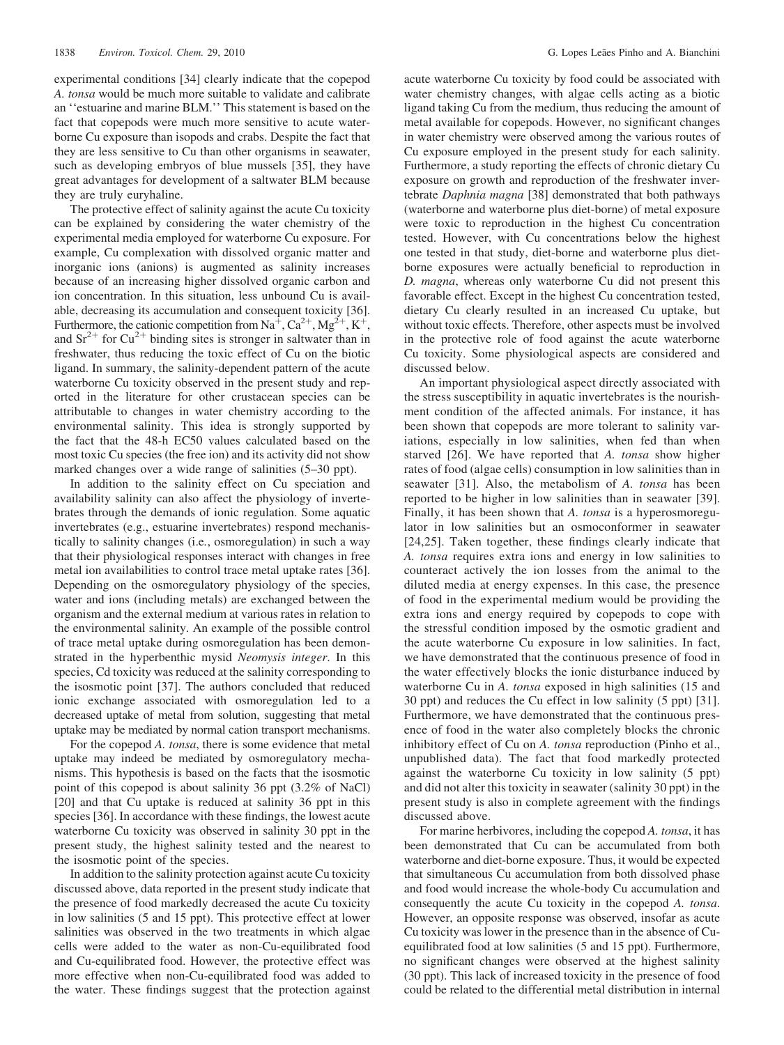experimental conditions [34] clearly indicate that the copepod *A. tonsa* would be much more suitable to validate and calibrate an ''estuarine and marine BLM.'' This statement is based on the fact that copepods were much more sensitive to acute waterborne Cu exposure than isopods and crabs. Despite the fact that they are less sensitive to Cu than other organisms in seawater, such as developing embryos of blue mussels [35], they have great advantages for development of a saltwater BLM because they are truly euryhaline.

The protective effect of salinity against the acute Cu toxicity can be explained by considering the water chemistry of the experimental media employed for waterborne Cu exposure. For example, Cu complexation with dissolved organic matter and inorganic ions (anions) is augmented as salinity increases because of an increasing higher dissolved organic carbon and ion concentration. In this situation, less unbound Cu is available, decreasing its accumulation and consequent toxicity [36]. Furthermore, the cationic competition from $Na^+$, $Ca^{2+}$, $Mg^{2+}$, $K^+$, and $Sr^{2+}$ for $Cu^{2+}$ binding sites is stronger in saltwater than in freshwater, thus reducing the toxic effect of Cu on the biotic ligand. In summary, the salinity-dependent pattern of the acute waterborne Cu toxicity observed in the present study and reported in the literature for other crustacean species can be attributable to changes in water chemistry according to the environmental salinity. This idea is strongly supported by the fact that the 48-h EC50 values calculated based on the most toxic Cu species (the free ion) and its activity did not show marked changes over a wide range of salinities (5–30 ppt).

In addition to the salinity effect on Cu speciation and availability salinity can also affect the physiology of invertebrates through the demands of ionic regulation. Some aquatic invertebrates (e.g., estuarine invertebrates) respond mechanistically to salinity changes (i.e., osmoregulation) in such a way that their physiological responses interact with changes in free metal ion availabilities to control trace metal uptake rates [36]. Depending on the osmoregulatory physiology of the species, water and ions (including metals) are exchanged between the organism and the external medium at various rates in relation to the environmental salinity. An example of the possible control of trace metal uptake during osmoregulation has been demonstrated in the hyperbenthic mysid *Neomysis integer*. In this species, Cd toxicity was reduced at the salinity corresponding to the isosmotic point [37]. The authors concluded that reduced ionic exchange associated with osmoregulation led to a decreased uptake of metal from solution, suggesting that metal uptake may be mediated by normal cation transport mechanisms.

For the copepod *A. tonsa*, there is some evidence that metal uptake may indeed be mediated by osmoregulatory mechanisms. This hypothesis is based on the facts that the isosmotic point of this copepod is about salinity 36 ppt (3.2% of NaCl) [20] and that Cu uptake is reduced at salinity 36 ppt in this species [36]. In accordance with these findings, the lowest acute waterborne Cu toxicity was observed in salinity 30 ppt in the present study, the highest salinity tested and the nearest to the isosmotic point of the species.

In addition to the salinity protection against acute Cu toxicity discussed above, data reported in the present study indicate that the presence of food markedly decreased the acute Cu toxicity in low salinities (5 and 15 ppt). This protective effect at lower salinities was observed in the two treatments in which algae cells were added to the water as non-Cu-equilibrated food and Cu-equilibrated food. However, the protective effect was more effective when non-Cu-equilibrated food was added to the water. These findings suggest that the protection against acute waterborne Cu toxicity by food could be associated with water chemistry changes, with algae cells acting as a biotic ligand taking Cu from the medium, thus reducing the amount of metal available for copepods. However, no significant changes in water chemistry were observed among the various routes of Cu exposure employed in the present study for each salinity. Furthermore, a study reporting the effects of chronic dietary Cu exposure on growth and reproduction of the freshwater invertebrate *Daphnia magna* [38] demonstrated that both pathways (waterborne and waterborne plus diet-borne) of metal exposure were toxic to reproduction in the highest Cu concentration tested. However, with Cu concentrations below the highest one tested in that study, diet-borne and waterborne plus diet-borne exposures were actually beneficial to reproduction in *D. magna*, whereas only waterborne Cu did not present this favorable effect. Except in the highest Cu concentration tested, dietary Cu clearly resulted in an increased Cu uptake, but without toxic effects. Therefore, other aspects must be involved in the protective role of food against the acute waterborne Cu toxicity. Some physiological aspects are considered and discussed below.

An important physiological aspect directly associated with the stress susceptibility in aquatic invertebrates is the nourishment condition of the affected animals. For instance, it has been shown that copepods are more tolerant to salinity variations, especially in low salinities, when fed than when starved [26]. We have reported that *A. tonsa* show higher rates of food (algae cells) consumption in low salinities than in seawater [31]. Also, the metabolism of *A. tonsa* has been reported to be higher in low salinities than in seawater [39]. Finally, it has been shown that *A. tonsa* is a hyperosmoregulator in low salinities but an osmoconformer in seawater [24,25]. Taken together, these findings clearly indicate that *A. tonsa* requires extra ions and energy in low salinities to counteract actively the ion losses from the animal to the diluted media at energy expenses. In this case, the presence of food in the experimental medium would be providing the extra ions and energy required by copepods to cope with the stressful condition imposed by the osmotic gradient and the acute waterborne Cu exposure in low salinities. In fact, we have demonstrated that the continuous presence of food in the water effectively blocks the ionic disturbance induced by waterborne Cu in *A. tonsa* exposed in high salinities (15 and 30 ppt) and reduces the Cu effect in low salinity (5 ppt) [31]. Furthermore, we have demonstrated that the continuous presence of food in the water also completely blocks the chronic inhibitory effect of Cu on *A. tonsa* reproduction (Pinho et al., unpublished data). The fact that food markedly protected against the waterborne Cu toxicity in low salinity (5 ppt) and did not alter this toxicity in seawater (salinity 30 ppt) in the present study is also in complete agreement with the findings discussed above.

For marine herbivores, including the copepod *A. tonsa*, it has been demonstrated that Cu can be accumulated from both waterborne and diet-borne exposure. Thus, it would be expected that simultaneous Cu accumulation from both dissolved phase and food would increase the whole-body Cu accumulation and consequently the acute Cu toxicity in the copepod *A. tonsa*. However, an opposite response was observed, insofar as acute Cu toxicity was lower in the presence than in the absence of Cu-equilibrated food at low salinities (5 and 15 ppt). Furthermore, no significant changes were observed at the highest salinity (30 ppt). This lack of increased toxicity in the presence of food could be related to the differential metal distribution in internal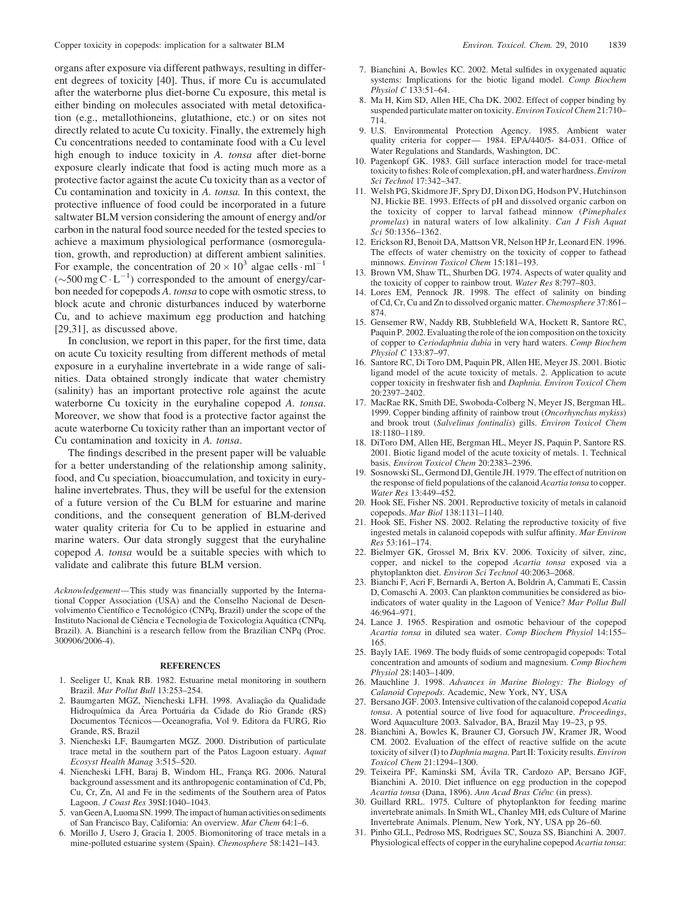organs after exposure via different pathways, resulting in different degrees of toxicity [40]. Thus, if more Cu is accumulated after the waterborne plus diet-borne Cu exposure, this metal is either binding on molecules associated with metal detoxification (e.g., metallothioneins, glutathione, etc.) or on sites not directly related to acute Cu toxicity. Finally, the extremely high Cu concentrations needed to contaminate food with a Cu level high enough to induce toxicity in *A. tonsa* after diet-borne exposure clearly indicate that food is acting much more as a protective factor against the acute Cu toxicity than as a vector of Cu contamination and toxicity in *A. tonsa.* In this context, the protective influence of food could be incorporated in a future saltwater BLM version considering the amount of energy and/or carbon in the natural food source needed for the tested species to achieve a maximum physiological performance (osmoregulation, growth, and reproduction) at different ambient salinities. For example, the concentration of $20 \times 10^3$ algae cells $\cdot$ ml$^{-1}$ ($\sim$500 mg C $\cdot$ L$^{-1}$) corresponded to the amount of energy/carbon needed for copepods *A. tonsa* to cope with osmotic stress, to block acute and chronic disturbances induced by waterborne Cu, and to achieve maximum egg production and hatching [29,31], as discussed above.

In conclusion, we report in this paper, for the first time, data on acute Cu toxicity resulting from different methods of metal exposure in a euryhaline invertebrate in a wide range of salinities. Data obtained strongly indicate that water chemistry (salinity) has an important protective role against the acute waterborne Cu toxicity in the euryhaline copepod *A. tonsa*. Moreover, we show that food is a protective factor against the acute waterborne Cu toxicity rather than an important vector of Cu contamination and toxicity in *A. tonsa*.

The findings described in the present paper will be valuable for a better understanding of the relationship among salinity, food, and Cu speciation, bioaccumulation, and toxicity in euryhaline invertebrates. Thus, they will be useful for the extension of a future version of the Cu BLM for estuarine and marine conditions, and the consequent generation of BLM-derived water quality criteria for Cu to be applied in estuarine and marine waters. Our data strongly suggest that the euryhaline copepod *A. tonsa* would be a suitable species with which to validate and calibrate this future BLM version.

*Acknowledgement*—This study was financially supported by the International Copper Association (USA) and the Conselho Nacional de Desenvolvimento Científico e Tecnológico (CNPq, Brazil) under the scope of the Instituto Nacional de Ciência e Tecnologia de Toxicologia Aquática (CNPq, Brazil). A. Bianchini is a research fellow from the Brazilian CNPq (Proc. 300906/2006-4).

## REFERENCES

1. Seeliger U, Knak RB. 1982. Estuarine metal monitoring in southern Brazil. *Mar Pollut Bull* 13:253–254.
2. Baumgarten MGZ, Niencheski LFH. 1998. Avaliação da Qualidade Hidroquímica da Área Portuária da Cidade do Rio Grande (RS) Documentos Técnicos—Oceanografia, Vol 9. Editora da FURG, Rio Grande, RS, Brazil
3. Niencheski LF, Baumgarten MGZ. 2000. Distribution of particulate trace metal in the southern part of the Patos Lagoon estuary. *Aquat Ecosyst Health Manag* 3:515–520.
4. Niencheski LFH, Baraj B, Windom HL, França RG. 2006. Natural background assessment and its anthropogenic contamination of Cd, Pb, Cu, Cr, Zn, Al and Fe in the sediments of the Southern area of Patos Lagoon. *J Coast Res* 39SI:1040–1043.
5. van Geen A, Luoma SN. 1999. The impact of human activities on sediments of San Francisco Bay, California: An overview. *Mar Chem* 64:1–6.
6. Morillo J, Usero J, Gracia I. 2005. Biomonitoring of trace metals in a mine-polluted estuarine system (Spain). *Chemosphere* 58:1421–143.
7. Bianchini A, Bowles KC. 2002. Metal sulfides in oxygenated aquatic systems: Implications for the biotic ligand model. *Comp Biochem Physiol C* 133:51–64.
8. Ma H, Kim SD, Allen HE, Cha DK. 2002. Effect of copper binding by suspended particulate matter on toxicity. *Environ Toxicol Chem* 21:710–714.
9. U.S. Environmental Protection Agency. 1985. Ambient water quality criteria for copper— 1984. EPA/440/5- 84-031. Office of Water Regulations and Standards, Washington, DC.
10. Pagenkopf GK. 1983. Gill surface interaction model for trace-metal toxicity to fishes: Role of complexation, pH, and water hardness. *Environ Sci Technol* 17:342–347.
11. Welsh PG, Skidmore JF, Spry DJ, Dixon DG, Hodson PV, Hutchinson NJ, Hickie BE. 1993. Effects of pH and dissolved organic carbon on the toxicity of copper to larval fathead minnow (*Pimephales promelas*) in natural waters of low alkalinity. *Can J Fish Aquat Sci* 50:1356–1362.
12. Erickson RJ, Benoit DA, Mattson VR, Nelson HP Jr, Leonard EN. 1996. The effects of water chemistry on the toxicity of copper to fathead minnows. *Environ Toxicol Chem* 15:181–193.
13. Brown VM, Shaw TL, Shurben DG. 1974. Aspects of water quality and the toxicity of copper to rainbow trout. *Water Res* 8:797–803.
14. Lores EM, Pennock JR. 1998. The effect of salinity on binding of Cd, Cr, Cu and Zn to dissolved organic matter. *Chemosphere* 37:861–874.
15. Gensemer RW, Naddy RB, Stubblefield WA, Hockett R, Santore RC, Paquin P. 2002. Evaluating the role of the ion composition on the toxicity of copper to *Ceriodaphnia dubia* in very hard waters. *Comp Biochem Physiol C* 133:87–97.
16. Santore RC, Di Toro DM, Paquin PR, Allen HE, Meyer JS. 2001. Biotic ligand model of the acute toxicity of metals. 2. Application to acute copper toxicity in freshwater fish and *Daphnia. Environ Toxicol Chem* 20:2397–2402.
17. MacRae RK, Smith DE, Swoboda-Colberg N, Meyer JS, Bergman HL. 1999. Copper binding affinity of rainbow trout (*Oncorhynchus mykiss*) and brook trout (*Salvelinus fontinalis*) gills. *Environ Toxicol Chem* 18:1180–1189.
18. DiToro DM, Allen HE, Bergman HL, Meyer JS, Paquin P, Santore RS. 2001. Biotic ligand model of the acute toxicity of metals. 1. Technical basis. *Environ Toxicol Chem* 20:2383–2396.
19. Sosnowski SL, Germond DJ, Gentile JH. 1979. The effect of nutrition on the response of field populations of the calanoid *Acartia tonsa* to copper. *Water Res* 13:449–452.
20. Hook SE, Fisher NS. 2001. Reproductive toxicity of metals in calanoid copepods. *Mar Biol* 138:1131–1140.
21. Hook SE, Fisher NS. 2002. Relating the reproductive toxicity of five ingested metals in calanoid copepods with sulfur affinity. *Mar Environ Res* 53:161–174.
22. Bielmyer GK, Grossel M, Brix KV. 2006. Toxicity of silver, zinc, copper, and nickel to the copepod *Acartia tonsa* exposed via a phytoplankton diet. *Environ Sci Technol* 40:2063–2068.
23. Bianchi F, Acri F, Bernardi A, Berton A, Boldrin A, Cammati E, Cassin D, Comaschi A. 2003. Can plankton communities be considered as bioindicators of water quality in the Lagoon of Venice? *Mar Pollut Bull* 46:964–971.
24. Lance J. 1965. Respiration and osmotic behaviour of the copepod *Acartia tonsa* in diluted sea water. *Comp Biochem Physiol* 14:155–165.
25. Bayly IAE. 1969. The body fluids of some centropagid copepods: Total concentration and amounts of sodium and magnesium. *Comp Biochem Physiol* 28:1403–1409.
26. Mauchline J. 1998. *Advances in Marine Biology: The Biology of Calanoid Copepods*. Academic, New York, NY, USA
27. Bersano JGF. 2003. Intensive cultivation of the calanoid copepod *Acatia tonsa*. A potential source of live food for aquaculture. *Proceedings*, Word Aquaculture 2003. Salvador, BA, Brazil May 19–23, p 95.
28. Bianchini A, Bowles K, Brauner CJ, Gorsuch JW, Kramer JR, Wood CM. 2002. Evaluation of the effect of reactive sulfide on the acute toxicity of silver (I) to *Daphnia magna*. Part II: Toxicity results. *Environ Toxicol Chem* 21:1294–1300.
29. Teixeira PF, Kaminski SM, Ávila TR, Cardozo AP, Bersano JGF, Bianchini A. 2010. Diet influence on egg production in the copepod *Acartia tonsa* (Dana, 1896). *Ann Acad Bras Ciênc* (in press).
30. Guillard RRL. 1975. Culture of phytoplankton for feeding marine invertebrate animals. In Smith WL, Chanley MH, eds Culture of Marine Invertebrate Animals. Plenum, New York, NY, USA pp 26–60.
31. Pinho GLL, Pedroso MS, Rodrigues SC, Souza SS, Bianchini A. 2007. Physiological effects of copper in the euryhaline copepod *Acartia tonsa*: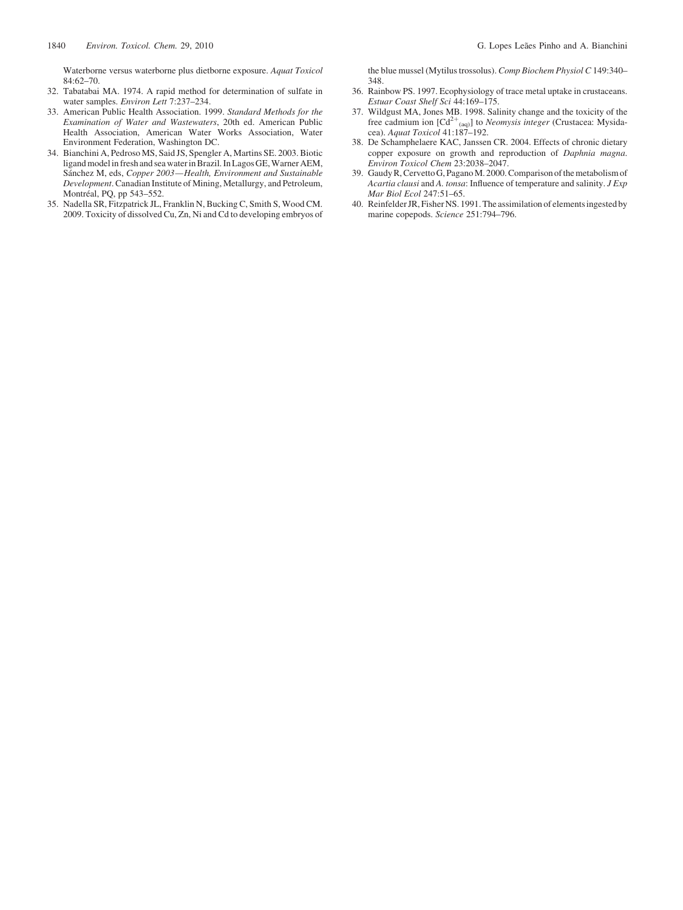Waterborne versus waterborne plus dietborne exposure. *Aquat Toxicol* 84:62–70.

32. Tabatabai MA. 1974. A rapid method for determination of sulfate in water samples. *Environ Lett* 7:237–234.
33. American Public Health Association. 1999. *Standard Methods for the Examination of Water and Wastewaters*, 20th ed. American Public Health Association, American Water Works Association, Water Environment Federation, Washington DC.
34. Bianchini A, Pedroso MS, Said JS, Spengler A, Martins SE. 2003. Biotic ligand model in fresh and sea water in Brazil. In Lagos GE, Warner AEM, Sánchez M, eds, *Copper 2003—Health, Environment and Sustainable Development*. Canadian Institute of Mining, Metallurgy, and Petroleum, Montréal, PQ, pp 543–552.
35. Nadella SR, Fitzpatrick JL, Franklin N, Bucking C, Smith S, Wood CM. 2009. Toxicity of dissolved Cu, Zn, Ni and Cd to developing embryos of the blue mussel (Mytilus trossolus). *Comp Biochem Physiol C* 149:340–348.
36. Rainbow PS. 1997. Ecophysiology of trace metal uptake in crustaceans. *Estuar Coast Shelf Sci* 44:169–175.
37. Wildgust MA, Jones MB. 1998. Salinity change and the toxicity of the free cadmium ion [$Cd^{2+}_{(aq)}$] to *Neomysis integer* (Crustacea: Mysidacea). *Aquat Toxicol* 41:187–192.
38. De Schamphelaere KAC, Janssen CR. 2004. Effects of chronic dietary copper exposure on growth and reproduction of *Daphnia magna*. *Environ Toxicol Chem* 23:2038–2047.
39. Gaudy R, Cervetto G, Pagano M. 2000. Comparison of the metabolism of *Acartia clausi* and *A. tonsa*: Influence of temperature and salinity. *J Exp Mar Biol Ecol* 247:51–65.
40. Reinfelder JR, Fisher NS. 1991. The assimilation of elements ingested by marine copepods. *Science* 251:794–796.